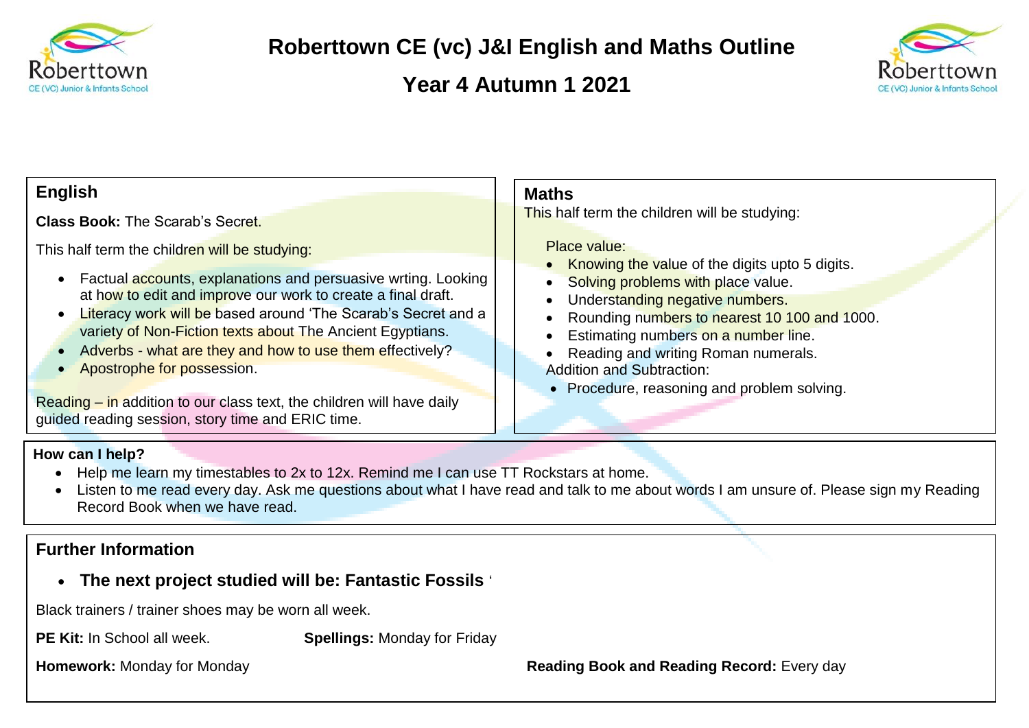# Roberttown CE (vc) J&I English and Maths Outline

## Year 4 Autumn 1 2021

## English

**Class Book:** The Scarab's Secret.

This half term the children will be studying:

- Factual accounts, explanations and persuasive wrting. Looking at how to edit and improve our work to create a final draft.
- Literacy work will be based around 'The Scarab's Secret and a variety of Non-Fiction texts about The Ancient Egyptians.
- Adverbs - what are they and how to use them effectively?
- Apostrophe for possession.

Reading – in addition to our class text, the children will have daily guided reading session, story time and ERIC time.

## Maths

This half term the children will be studying:

Place value:

- Knowing the value of the digits upto 5 digits.
- Solving problems with place value.
- Understanding negative numbers.
- Rounding numbers to nearest 10 100 and 1000.
- Estimating numbers on a number line.
- Reading and writing Roman numerals.

Addition and Subtraction:

- Procedure, reasoning and problem solving.

**How can I help?**

- Help me learn my timestables to 2x to 12x. Remind me I can use TT Rockstars at home.
- Listen to me read every day. Ask me questions about what I have read and talk to me about words I am unsure of. Please sign my Reading Record Book when we have read.

## Further Information

- **The next project studied will be: Fantastic Fossils** '

Black trainers / trainer shoes may be worn all week.

**PE Kit:** In School all week.

**Spellings:** Monday for Friday

**Homework:** Monday for Monday

**Reading Book and Reading Record:** Every day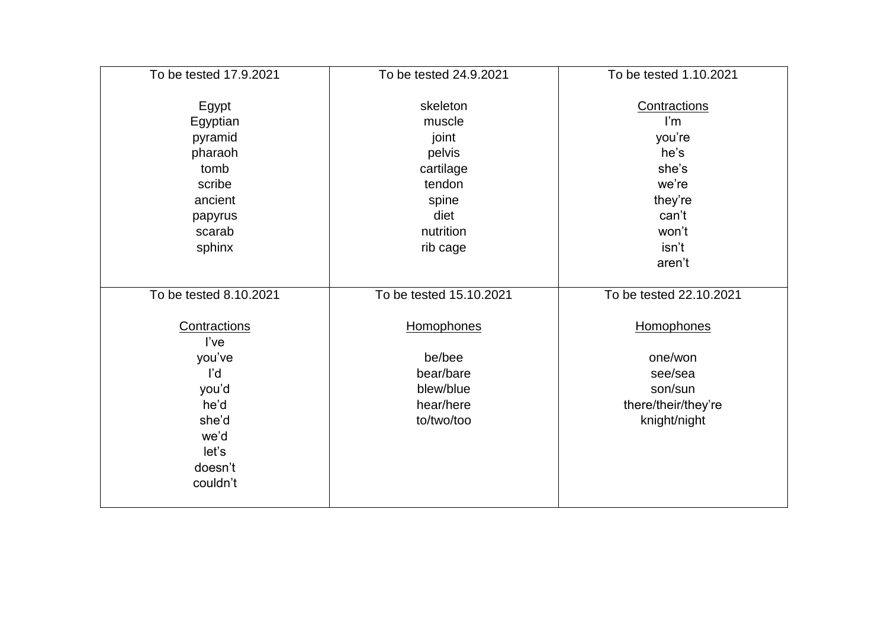| | | |
|---|---|---|
| To be tested 17.9.2021<br><br>Egypt<br>Egyptian<br>pyramid<br>pharaoh<br>tomb<br>scribe<br>ancient<br>papyrus<br>scarab<br>sphinx | To be tested 24.9.2021<br><br>skeleton<br>muscle<br>joint<br>pelvis<br>cartilage<br>tendon<br>spine<br>diet<br>nutrition<br>rib cage | To be tested 1.10.2021<br><br><u>Contractions</u><br>I'm<br>you're<br>he's<br>she's<br>we're<br>they're<br>can't<br>won't<br>isn't<br>aren't |
| To be tested 8.10.2021<br><br><u>Contractions</u><br>I've<br>you've<br>I'd<br>you'd<br>he'd<br>she'd<br>we'd<br>let's<br>doesn't<br>couldn't | To be tested 15.10.2021<br><br><u>Homophones</u><br><br>be/bee<br>bear/bare<br>blew/blue<br>hear/here<br>to/two/too | To be tested 22.10.2021<br><br><u>Homophones</u><br><br>one/won<br>see/sea<br>son/sun<br>there/their/they're<br>knight/night |